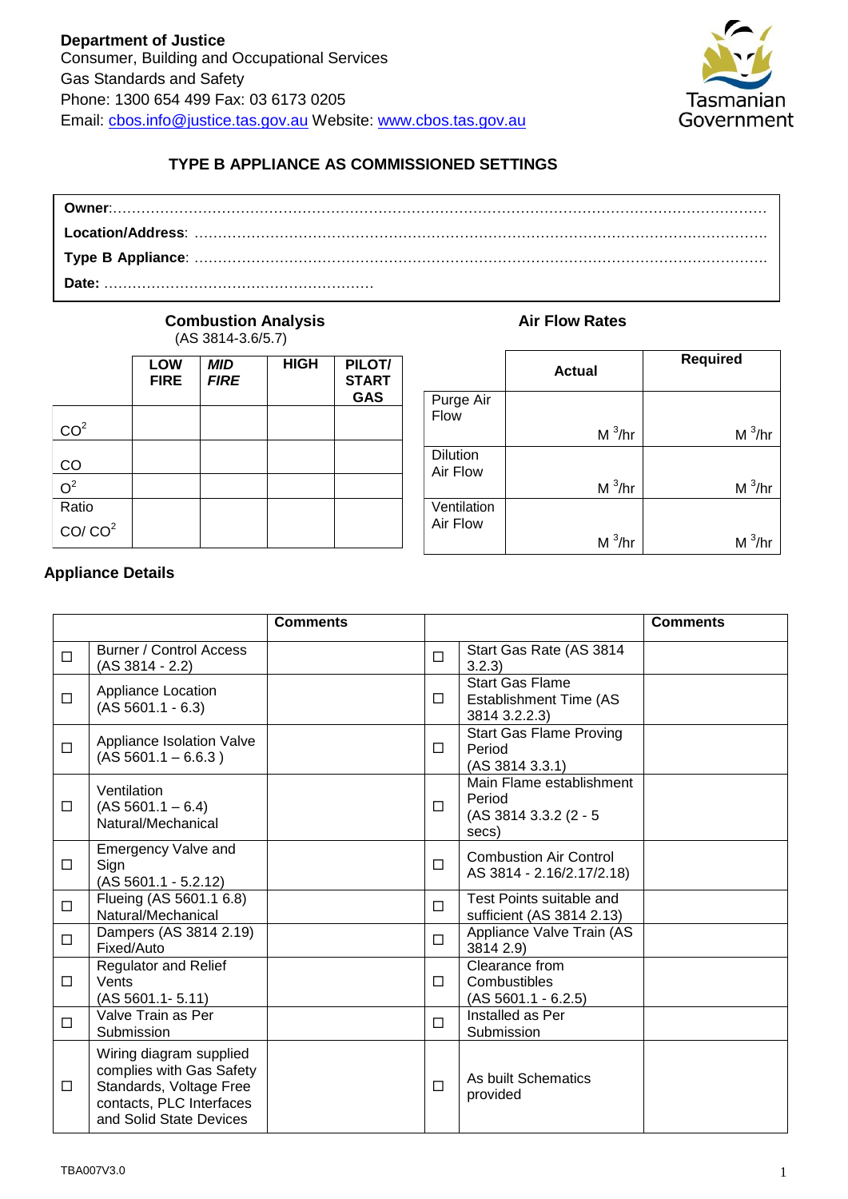**Department of Justice**
Consumer, Building and Occupational Services
Gas Standards and Safety
Phone: 1300 654 499 Fax: 03 6173 0205
Email: cbos.info@justice.tas.gov.au Website: www.cbos.tas.gov.au

Tasmanian Government

## TYPE B APPLIANCE AS COMMISSIONED SETTINGS

**Owner**:…………………………………………………………………………………………………………………………

**Location/Address**: ………………………………………………………………………………………………………

**Type B Appliance**: ………………………………………………………………………………………………………

**Date:** …………………………………………………

### Combustion Analysis
(AS 3814-3.6/5.7)

| | **LOW FIRE** | ***MID FIRE*** | **HIGH** | **PILOT/ START GAS** |
|---|---|---|---|---|
| $CO^2$ | | | | |
| CO | | | | |
| $O^2$ | | | | |
| Ratio CO/ $CO^2$ | | | | |

### Air Flow Rates

| | **Actual** | **Required** |
|---|---|---|
| Purge Air Flow | $M^3/hr$ | $M^3/hr$ |
| Dilution Air Flow | $M^3/hr$ | $M^3/hr$ |
| Ventilation Air Flow | $M^3/hr$ | $M^3/hr$ |

### Appliance Details

| | | **Comments** | | | **Comments** |
|---|---|---|---|---|---|
| ☐ | Burner / Control Access (AS 3814 - 2.2) | | ☐ | Start Gas Rate (AS 3814 3.2.3) | |
| ☐ | Appliance Location (AS 5601.1 - 6.3) | | ☐ | Start Gas Flame Establishment Time (AS 3814 3.2.2.3) | |
| ☐ | Appliance Isolation Valve (AS 5601.1 – 6.6.3 ) | | ☐ | Start Gas Flame Proving Period (AS 3814 3.3.1) | |
| ☐ | Ventilation (AS 5601.1 – 6.4) Natural/Mechanical | | ☐ | Main Flame establishment Period (AS 3814 3.3.2 (2 - 5 secs) | |
| ☐ | Emergency Valve and Sign (AS 5601.1 - 5.2.12) | | ☐ | Combustion Air Control AS 3814 - 2.16/2.17/2.18) | |
| ☐ | Flueing (AS 5601.1 6.8) Natural/Mechanical | | ☐ | Test Points suitable and sufficient (AS 3814 2.13) | |
| ☐ | Dampers (AS 3814 2.19) Fixed/Auto | | ☐ | Appliance Valve Train (AS 3814 2.9) | |
| ☐ | Regulator and Relief Vents (AS 5601.1- 5.11) | | ☐ | Clearance from Combustibles (AS 5601.1 - 6.2.5) | |
| ☐ | Valve Train as Per Submission | | ☐ | Installed as Per Submission | |
| ☐ | Wiring diagram supplied complies with Gas Safety Standards, Voltage Free contacts, PLC Interfaces and Solid State Devices | | ☐ | As built Schematics provided | |

TBA007V3.0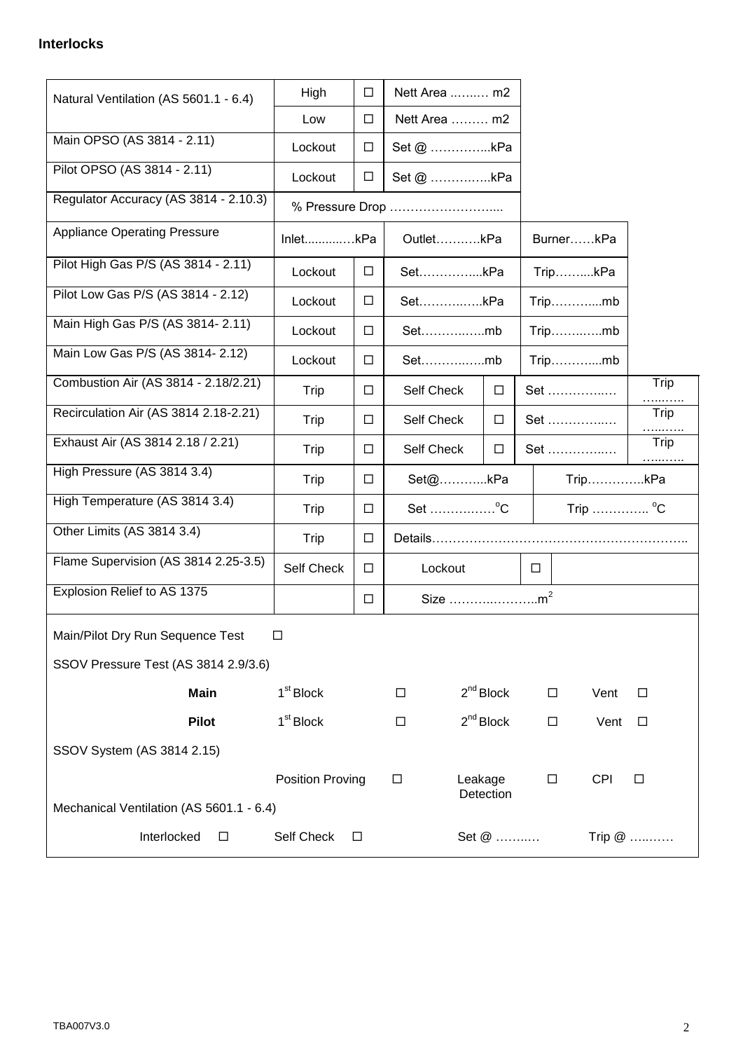**Interlocks**

| | | | | | | |
|---|---|---|---|---|---|---|
| Natural Ventilation (AS 5601.1 - 6.4) | High | ☐ | Nett Area ..….… m2 | | | |
| | Low | ☐ | Nett Area ……… m2 | | | |
| Main OPSO (AS 3814 - 2.11) | Lockout | ☐ | Set @ …………...kPa | | | |
| Pilot OPSO (AS 3814 - 2.11) | Lockout | ☐ | Set @ …………..kPa | | | |
| Regulator Accuracy (AS 3814 - 2.10.3) | % Pressure Drop …………………….... | | | | | |
| Appliance Operating Pressure | Inlet...........…kPa | | Outlet………..kPa | | Burner……kPa | |
| Pilot High Gas P/S (AS 3814 - 2.11) | Lockout | ☐ | Set…………....kPa | | Trip……....kPa | |
| Pilot Low Gas P/S (AS 3814 - 2.12) | Lockout | ☐ | Set…………….kPa | | Trip………....mb | |
| Main High Gas P/S (AS 3814- 2.11) | Lockout | ☐ | Set…………….mb | | Trip…….…..mb | |
| Main Low Gas P/S (AS 3814- 2.12) | Lockout | ☐ | Set…………….mb | | Trip………....mb | |
| Combustion Air (AS 3814 - 2.18/2.21) | Trip | ☐ | Self Check | ☐ | Set …………..… | Trip …...….. |
| Recirculation Air (AS 3814 2.18-2.21) | Trip | ☐ | Self Check | ☐ | Set …………..… | Trip …...….. |
| Exhaust Air (AS 3814 2.18 / 2.21) | Trip | ☐ | Self Check | ☐ | Set …………..… | Trip …...….. |
| High Pressure (AS 3814 3.4) | Trip | ☐ | Set@………...kPa | | Trip…………..kPa | |
| High Temperature (AS 3814 3.4) | Trip | ☐ | Set ……….……°C | | Trip ………….. °C | |
| Other Limits (AS 3814 3.4) | Trip | ☐ | Details……………………………………………………….. | | | |
| Flame Supervision (AS 3814 2.25-3.5) | Self Check | ☐ | Lockout | | ☐ | |
| Explosion Relief to AS 1375 | | ☐ | Size ………..………..m$^2$ | | | |

Main/Pilot Dry Run Sequence Test ☐

SSOV Pressure Test (AS 3814 2.9/3.6)

| | | | | | | |
|---|---|---|---|---|---|---|
| **Main** | 1st Block | ☐ | 2nd Block | ☐ | Vent | ☐ |
| **Pilot** | 1st Block | ☐ | 2nd Block | ☐ | Vent | ☐ |

SSOV System (AS 3814 2.15)

| | | | | | |
|---|---|---|---|---|---|
| Position Proving | ☐ | Leakage Detection | ☐ | CPI | ☐ |

Mechanical Ventilation (AS 5601.1 - 6.4)

| | | | | | |
|---|---|---|---|---|---|
| Interlocked | ☐ | Self Check | ☐ | Set @ ……..… | Trip @ …..…… |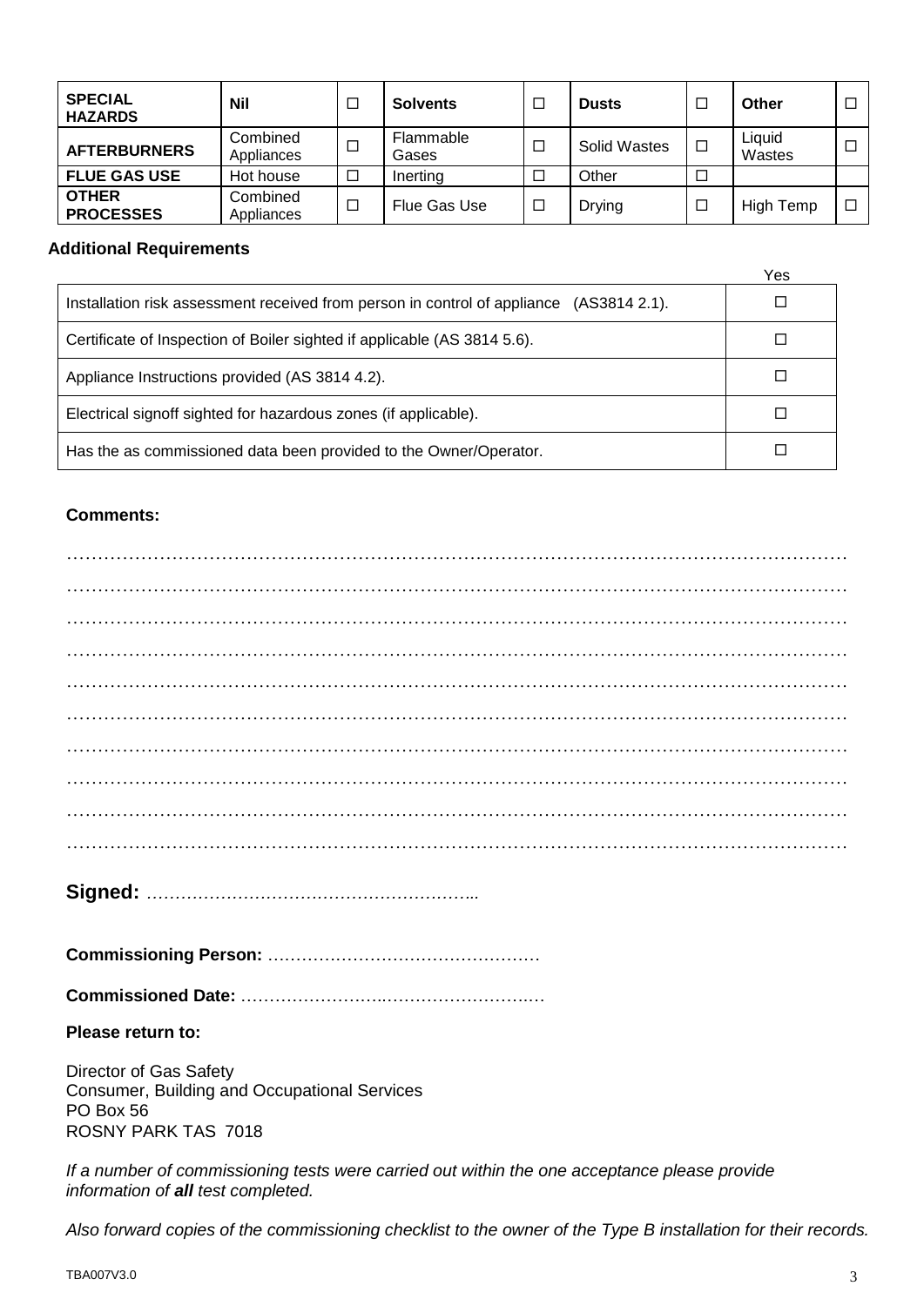| | | | | | | | | |
|---|---|---|---|---|---|---|---|---|
| **SPECIAL HAZARDS** | **Nil** | ☐ | **Solvents** | ☐ | **Dusts** | ☐ | **Other** | ☐ |
| **AFTERBURNERS** | Combined Appliances | ☐ | Flammable Gases | ☐ | Solid Wastes | ☐ | Liquid Wastes | ☐ |
| **FLUE GAS USE** | Hot house | ☐ | Inerting | ☐ | Other | ☐ | | |
| **OTHER PROCESSES** | Combined Appliances | ☐ | Flue Gas Use | ☐ | Drying | ☐ | High Temp | ☐ |

**Additional Requirements**

| | Yes |
|---|---|
| Installation risk assessment received from person in control of appliance (AS3814 2.1). | ☐ |
| Certificate of Inspection of Boiler sighted if applicable (AS 3814 5.6). | ☐ |
| Appliance Instructions provided (AS 3814 4.2). | ☐ |
| Electrical signoff sighted for hazardous zones (if applicable). | ☐ |
| Has the as commissioned data been provided to the Owner/Operator. | ☐ |

**Comments:**

………………………………………………………………………………………………………………

………………………………………………………………………………………………………………

………………………………………………………………………………………………………………

………………………………………………………………………………………………………………

………………………………………………………………………………………………………………

………………………………………………………………………………………………………………

………………………………………………………………………………………………………………

………………………………………………………………………………………………………………

………………………………………………………………………………………………………………

………………………………………………………………………………………………………………

**Signed:** …………………………………………………..

**Commissioning Person:** …………………………………………

**Commissioned Date:** ……………………..………………………

**Please return to:**

Director of Gas Safety
Consumer, Building and Occupational Services
PO Box 56
ROSNY PARK TAS 7018

*If a number of commissioning tests were carried out within the one acceptance please provide information of **all** test completed.*

*Also forward copies of the commissioning checklist to the owner of the Type B installation for their records.*

TBA007V3.0